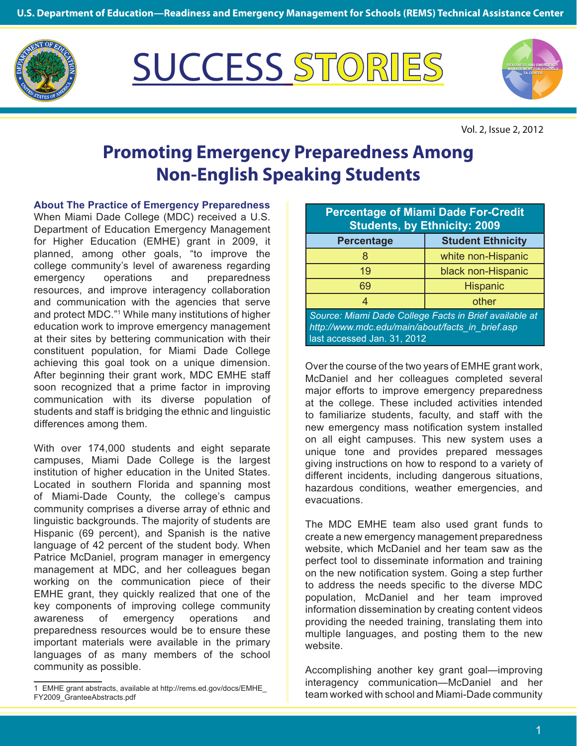# SUCCESS STORIES

Vol. 2, Issue 2, 2012

## Promoting Emergency Preparedness Among Non-English Speaking Students

### About The Practice of Emergency Preparedness

When Miami Dade College (MDC) received a U.S. Department of Education Emergency Management for Higher Education (EMHE) grant in 2009, it planned, among other goals, "to improve the college community's level of awareness regarding emergency operations and preparedness resources, and improve interagency collaboration and communication with the agencies that serve and protect MDC."[1] While many institutions of higher education work to improve emergency management at their sites by bettering communication with their constituent population, for Miami Dade College achieving this goal took on a unique dimension. After beginning their grant work, MDC EMHE staff soon recognized that a prime factor in improving communication with its diverse population of students and staff is bridging the ethnic and linguistic differences among them.

With over 174,000 students and eight separate campuses, Miami Dade College is the largest institution of higher education in the United States. Located in southern Florida and spanning most of Miami-Dade County, the college's campus community comprises a diverse array of ethnic and linguistic backgrounds. The majority of students are Hispanic (69 percent), and Spanish is the native language of 42 percent of the student body. When Patrice McDaniel, program manager in emergency management at MDC, and her colleagues began working on the communication piece of their EMHE grant, they quickly realized that one of the key components of improving college community awareness of emergency operations and preparedness resources would be to ensure these important materials were available in the primary languages of as many members of the school community as possible.

**Percentage of Miami Dade For-Credit Students, by Ethnicity: 2009**

| Percentage | Student Ethnicity |
|---|---|
| 8 | white non-Hispanic |
| 19 | black non-Hispanic |
| 69 | Hispanic |
| 4 | other |

*Source: Miami Dade College Facts in Brief available at http://www.mdc.edu/main/about/facts_in_brief.asp* last accessed Jan. 31, 2012

Over the course of the two years of EMHE grant work, McDaniel and her colleagues completed several major efforts to improve emergency preparedness at the college. These included activities intended to familiarize students, faculty, and staff with the new emergency mass notification system installed on all eight campuses. This new system uses a unique tone and provides prepared messages giving instructions on how to respond to a variety of different incidents, including dangerous situations, hazardous conditions, weather emergencies, and evacuations.

The MDC EMHE team also used grant funds to create a new emergency management preparedness website, which McDaniel and her team saw as the perfect tool to disseminate information and training on the new notification system. Going a step further to address the needs specific to the diverse MDC population, McDaniel and her team improved information dissemination by creating content videos providing the needed training, translating them into multiple languages, and posting them to the new website.

Accomplishing another key grant goal—improving interagency communication—McDaniel and her team worked with school and Miami-Dade community

---

1 EMHE grant abstracts, available at http://rems.ed.gov/docs/EMHE_FY2009_GranteeAbstracts.pdf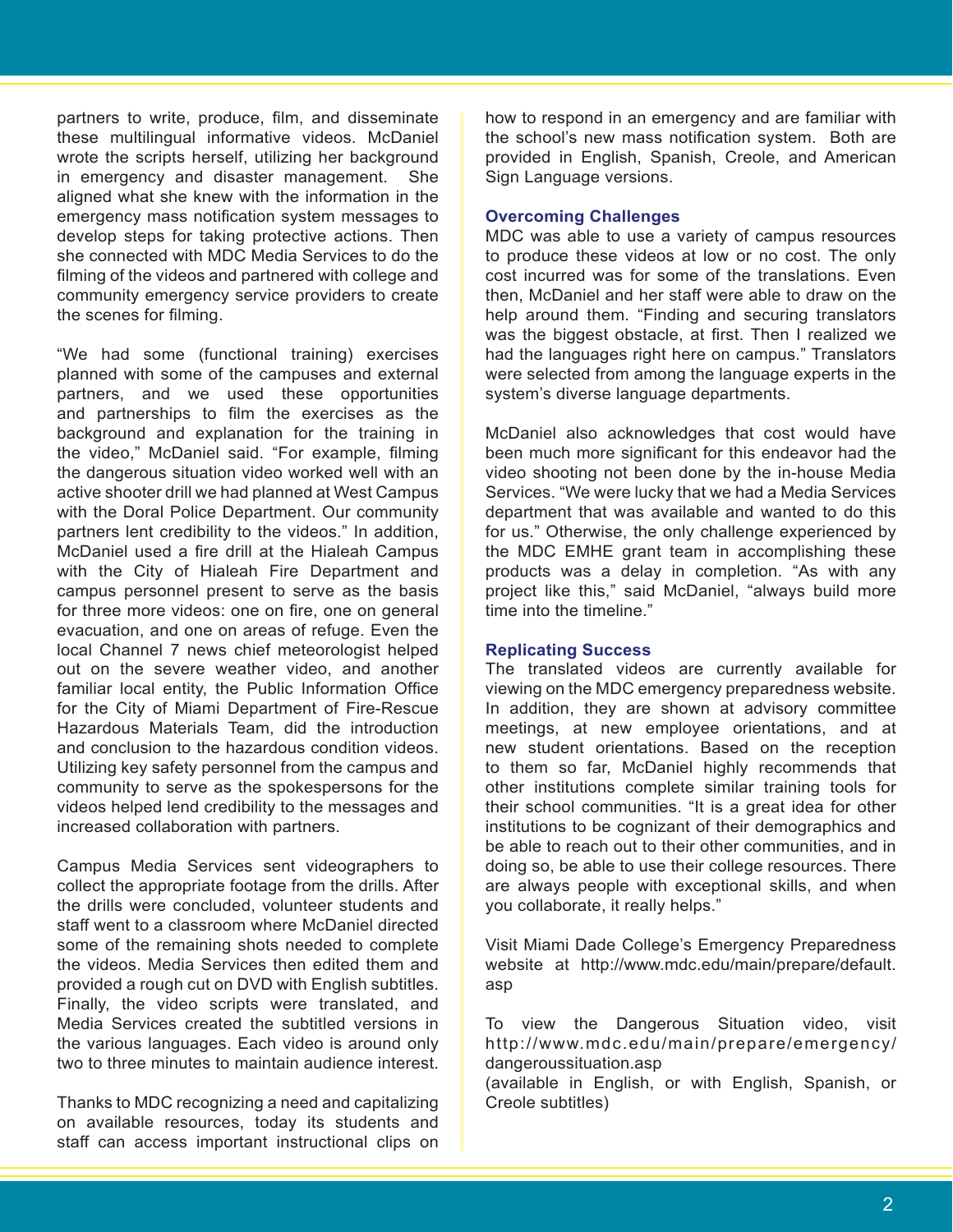partners to write, produce, film, and disseminate these multilingual informative videos. McDaniel wrote the scripts herself, utilizing her background in emergency and disaster management. She aligned what she knew with the information in the emergency mass notification system messages to develop steps for taking protective actions. Then she connected with MDC Media Services to do the filming of the videos and partnered with college and community emergency service providers to create the scenes for filming.

"We had some (functional training) exercises planned with some of the campuses and external partners, and we used these opportunities and partnerships to film the exercises as the background and explanation for the training in the video," McDaniel said. "For example, filming the dangerous situation video worked well with an active shooter drill we had planned at West Campus with the Doral Police Department. Our community partners lent credibility to the videos." In addition, McDaniel used a fire drill at the Hialeah Campus with the City of Hialeah Fire Department and campus personnel present to serve as the basis for three more videos: one on fire, one on general evacuation, and one on areas of refuge. Even the local Channel 7 news chief meteorologist helped out on the severe weather video, and another familiar local entity, the Public Information Office for the City of Miami Department of Fire-Rescue Hazardous Materials Team, did the introduction and conclusion to the hazardous condition videos. Utilizing key safety personnel from the campus and community to serve as the spokespersons for the videos helped lend credibility to the messages and increased collaboration with partners.

Campus Media Services sent videographers to collect the appropriate footage from the drills. After the drills were concluded, volunteer students and staff went to a classroom where McDaniel directed some of the remaining shots needed to complete the videos. Media Services then edited them and provided a rough cut on DVD with English subtitles. Finally, the video scripts were translated, and Media Services created the subtitled versions in the various languages. Each video is around only two to three minutes to maintain audience interest.

Thanks to MDC recognizing a need and capitalizing on available resources, today its students and staff can access important instructional clips on how to respond in an emergency and are familiar with the school's new mass notification system. Both are provided in English, Spanish, Creole, and American Sign Language versions.

### Overcoming Challenges

MDC was able to use a variety of campus resources to produce these videos at low or no cost. The only cost incurred was for some of the translations. Even then, McDaniel and her staff were able to draw on the help around them. "Finding and securing translators was the biggest obstacle, at first. Then I realized we had the languages right here on campus." Translators were selected from among the language experts in the system's diverse language departments.

McDaniel also acknowledges that cost would have been much more significant for this endeavor had the video shooting not been done by the in-house Media Services. "We were lucky that we had a Media Services department that was available and wanted to do this for us." Otherwise, the only challenge experienced by the MDC EMHE grant team in accomplishing these products was a delay in completion. "As with any project like this," said McDaniel, "always build more time into the timeline."

### Replicating Success

The translated videos are currently available for viewing on the MDC emergency preparedness website. In addition, they are shown at advisory committee meetings, at new employee orientations, and at new student orientations. Based on the reception to them so far, McDaniel highly recommends that other institutions complete similar training tools for their school communities. "It is a great idea for other institutions to be cognizant of their demographics and be able to reach out to their other communities, and in doing so, be able to use their college resources. There are always people with exceptional skills, and when you collaborate, it really helps."

Visit Miami Dade College's Emergency Preparedness website at http://www.mdc.edu/main/prepare/default.asp

To view the Dangerous Situation video, visit http://www.mdc.edu/main/prepare/emergency/dangeroussituation.asp
(available in English, or with English, Spanish, or Creole subtitles)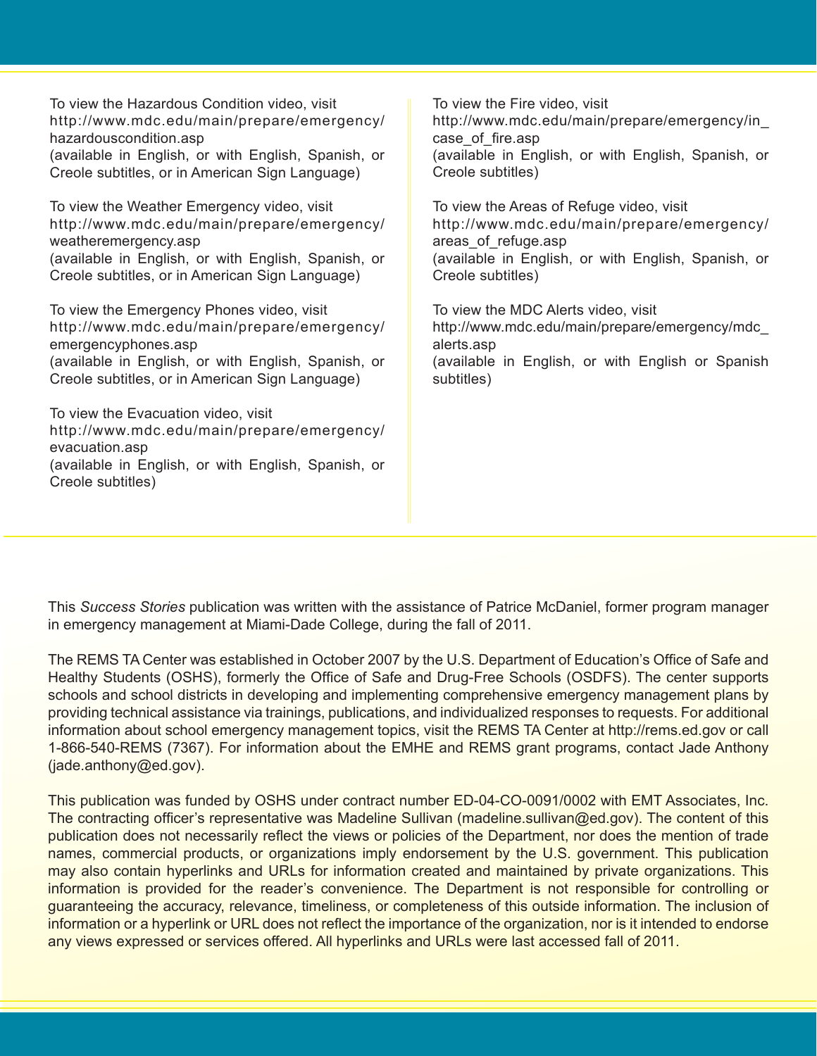To view the Hazardous Condition video, visit http://www.mdc.edu/main/prepare/emergency/hazardouscondition.asp
(available in English, or with English, Spanish, or Creole subtitles, or in American Sign Language)

To view the Weather Emergency video, visit http://www.mdc.edu/main/prepare/emergency/weatheremergency.asp
(available in English, or with English, Spanish, or Creole subtitles, or in American Sign Language)

To view the Emergency Phones video, visit http://www.mdc.edu/main/prepare/emergency/emergencyphones.asp
(available in English, or with English, Spanish, or Creole subtitles, or in American Sign Language)

To view the Evacuation video, visit http://www.mdc.edu/main/prepare/emergency/evacuation.asp
(available in English, or with English, Spanish, or Creole subtitles)

To view the Fire video, visit http://www.mdc.edu/main/prepare/emergency/in_case_of_fire.asp
(available in English, or with English, Spanish, or Creole subtitles)

To view the Areas of Refuge video, visit http://www.mdc.edu/main/prepare/emergency/areas_of_refuge.asp
(available in English, or with English, Spanish, or Creole subtitles)

To view the MDC Alerts video, visit http://www.mdc.edu/main/prepare/emergency/mdc_alerts.asp
(available in English, or with English or Spanish subtitles)

This *Success Stories* publication was written with the assistance of Patrice McDaniel, former program manager in emergency management at Miami-Dade College, during the fall of 2011.

The REMS TA Center was established in October 2007 by the U.S. Department of Education's Office of Safe and Healthy Students (OSHS), formerly the Office of Safe and Drug-Free Schools (OSDFS). The center supports schools and school districts in developing and implementing comprehensive emergency management plans by providing technical assistance via trainings, publications, and individualized responses to requests. For additional information about school emergency management topics, visit the REMS TA Center at http://rems.ed.gov or call 1-866-540-REMS (7367). For information about the EMHE and REMS grant programs, contact Jade Anthony (jade.anthony@ed.gov).

This publication was funded by OSHS under contract number ED-04-CO-0091/0002 with EMT Associates, Inc. The contracting officer's representative was Madeline Sullivan (madeline.sullivan@ed.gov). The content of this publication does not necessarily reflect the views or policies of the Department, nor does the mention of trade names, commercial products, or organizations imply endorsement by the U.S. government. This publication may also contain hyperlinks and URLs for information created and maintained by private organizations. This information is provided for the reader's convenience. The Department is not responsible for controlling or guaranteeing the accuracy, relevance, timeliness, or completeness of this outside information. The inclusion of information or a hyperlink or URL does not reflect the importance of the organization, nor is it intended to endorse any views expressed or services offered. All hyperlinks and URLs were last accessed fall of 2011.